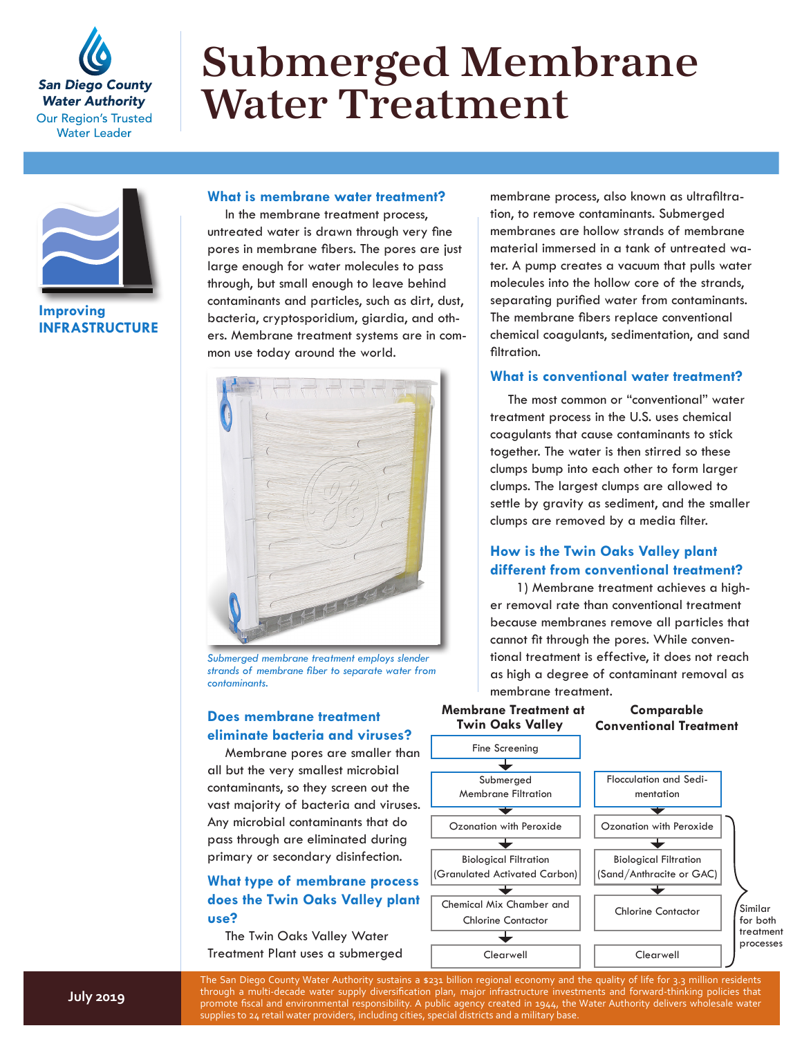San Diego County Water Authority
Our Region's Trusted Water Leader

# Submerged Membrane Water Treatment

Improving **INFRASTRUCTURE**

## What is membrane water treatment?

In the membrane treatment process, untreated water is drawn through very fine pores in membrane fibers. The pores are just large enough for water molecules to pass through, but small enough to leave behind contaminants and particles, such as dirt, dust, bacteria, cryptosporidium, giardia, and others. Membrane treatment systems are in common use today around the world.

*Submerged membrane treatment employs slender strands of membrane fiber to separate water from contaminants.*

## Does membrane treatment eliminate bacteria and viruses?

Membrane pores are smaller than all but the very smallest microbial contaminants, so they screen out the vast majority of bacteria and viruses. Any microbial contaminants that do pass through are eliminated during primary or secondary disinfection.

## What type of membrane process does the Twin Oaks Valley plant use?

The Twin Oaks Valley Water Treatment Plant uses a submerged membrane process, also known as ultrafiltration, to remove contaminants. Submerged membranes are hollow strands of membrane material immersed in a tank of untreated water. A pump creates a vacuum that pulls water molecules into the hollow core of the strands, separating purified water from contaminants. The membrane fibers replace conventional chemical coagulants, sedimentation, and sand filtration.

## What is conventional water treatment?

The most common or "conventional" water treatment process in the U.S. uses chemical coagulants that cause contaminants to stick together. The water is then stirred so these clumps bump into each other to form larger clumps. The largest clumps are allowed to settle by gravity as sediment, and the smaller clumps are removed by a media filter.

## How is the Twin Oaks Valley plant different from conventional treatment?

1) Membrane treatment achieves a higher removal rate than conventional treatment because membranes remove all particles that cannot fit through the pores. While conventional treatment is effective, it does not reach as high a degree of contaminant removal as membrane treatment.

| Membrane Treatment at Twin Oaks Valley | Comparable Conventional Treatment | |
|---|---|---|
| Fine Screening | | |
| Submerged Membrane Filtration | Flocculation and Sedimentation | |
| Ozonation with Peroxide | Ozonation with Peroxide | Similar for both treatment processes |
| Biological Filtration (Granulated Activated Carbon) | Biological Filtration (Sand/Anthracite or GAC) | Similar for both treatment processes |
| Chemical Mix Chamber and Chlorine Contactor | Chlorine Contactor | Similar for both treatment processes |
| Clearwell | Clearwell | Similar for both treatment processes |

July 2019

The San Diego County Water Authority sustains a $231 billion regional economy and the quality of life for 3.3 million residents through a multi-decade water supply diversification plan, major infrastructure investments and forward-thinking policies that promote fiscal and environmental responsibility. A public agency created in 1944, the Water Authority delivers wholesale water supplies to 24 retail water providers, including cities, special districts and a military base.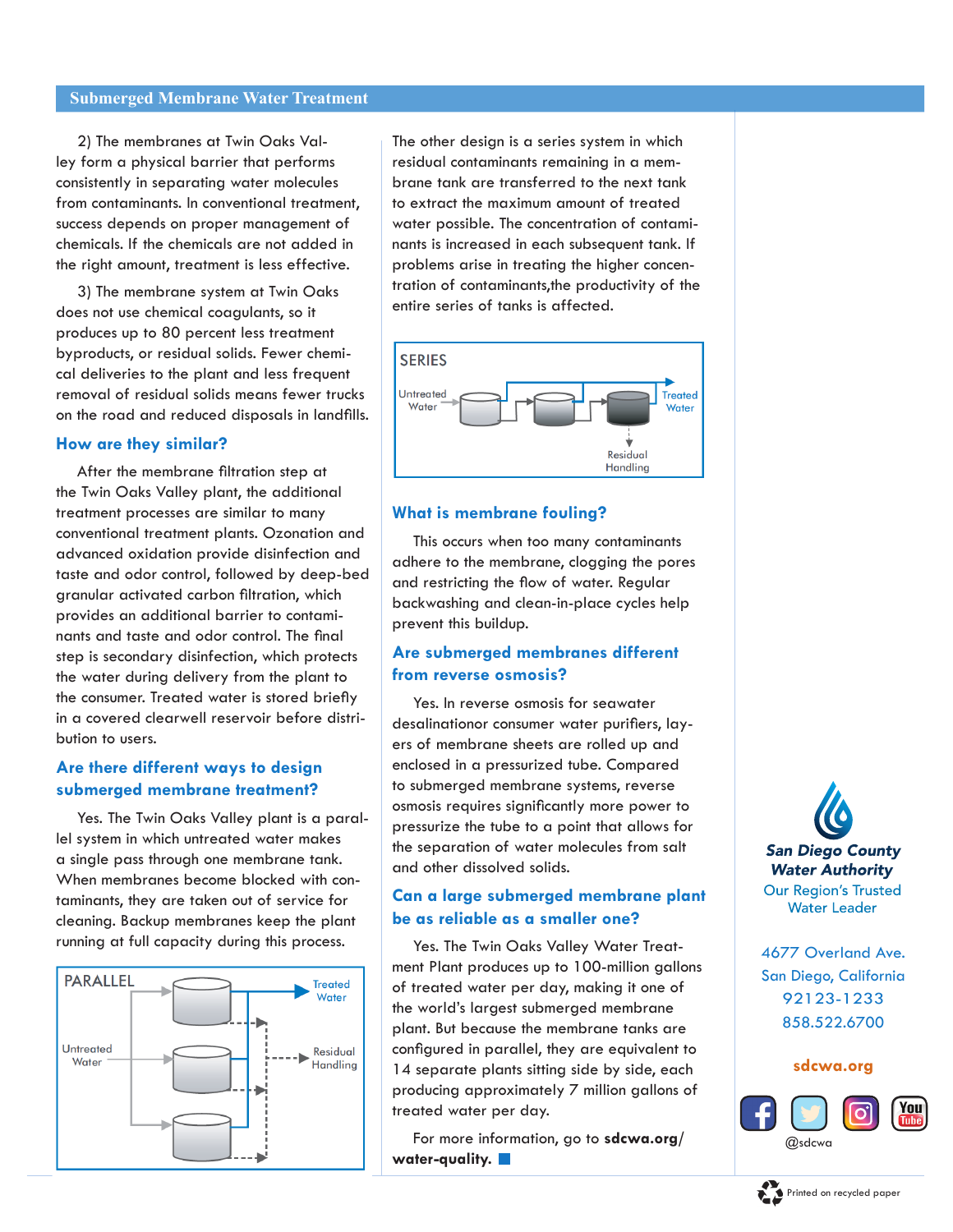## Submerged Membrane Water Treatment

2) The membranes at Twin Oaks Valley form a physical barrier that performs consistently in separating water molecules from contaminants. In conventional treatment, success depends on proper management of chemicals. If the chemicals are not added in the right amount, treatment is less effective.

3) The membrane system at Twin Oaks does not use chemical coagulants, so it produces up to 80 percent less treatment byproducts, or residual solids. Fewer chemical deliveries to the plant and less frequent removal of residual solids means fewer trucks on the road and reduced disposals in landfills.

### How are they similar?

After the membrane filtration step at the Twin Oaks Valley plant, the additional treatment processes are similar to many conventional treatment plants. Ozonation and advanced oxidation provide disinfection and taste and odor control, followed by deep-bed granular activated carbon filtration, which provides an additional barrier to contaminants and taste and odor control. The final step is secondary disinfection, which protects the water during delivery from the plant to the consumer. Treated water is stored briefly in a covered clearwell reservoir before distribution to users.

### Are there different ways to design submerged membrane treatment?

Yes. The Twin Oaks Valley plant is a parallel system in which untreated water makes a single pass through one membrane tank. When membranes become blocked with contaminants, they are taken out of service for cleaning. Backup membranes keep the plant running at full capacity during this process.

PARALLEL

Untreated Water

Treated Water

Residual Handling

The other design is a series system in which residual contaminants remaining in a membrane tank are transferred to the next tank to extract the maximum amount of treated water possible. The concentration of contaminants is increased in each subsequent tank. If problems arise in treating the higher concentration of contaminants,the productivity of the entire series of tanks is affected.

SERIES

Untreated Water

Treated Water

Residual Handling

### What is membrane fouling?

This occurs when too many contaminants adhere to the membrane, clogging the pores and restricting the flow of water. Regular backwashing and clean-in-place cycles help prevent this buildup.

### Are submerged membranes different from reverse osmosis?

Yes. In reverse osmosis for seawater desalinationor consumer water purifiers, layers of membrane sheets are rolled up and enclosed in a pressurized tube. Compared to submerged membrane systems, reverse osmosis requires significantly more power to pressurize the tube to a point that allows for the separation of water molecules from salt and other dissolved solids.

### Can a large submerged membrane plant be as reliable as a smaller one?

Yes. The Twin Oaks Valley Water Treatment Plant produces up to 100-million gallons of treated water per day, making it one of the world's largest submerged membrane plant. But because the membrane tanks are configured in parallel, they are equivalent to 14 separate plants sitting side by side, each producing approximately 7 million gallons of treated water per day.

For more information, go to **sdcwa.org/water-quality.**

**San Diego County Water Authority**
Our Region's Trusted Water Leader

4677 Overland Ave.
San Diego, California
92123-1233
858.522.6700

**sdcwa.org**

@sdcwa

Printed on recycled paper